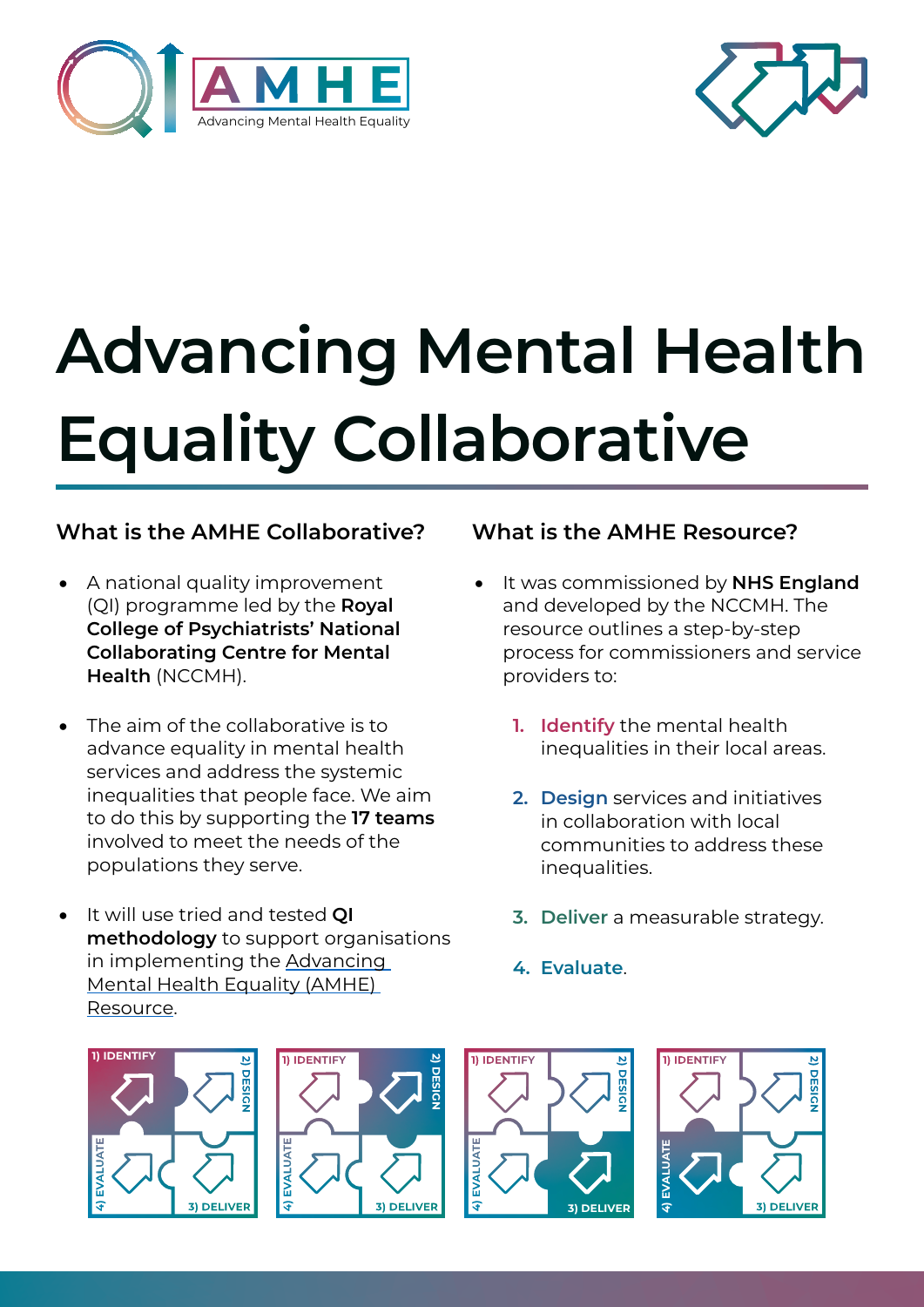# Advancing Mental Health Equality Collaborative

## What is the AMHE Collaborative?

- A national quality improvement (QI) programme led by the **Royal College of Psychiatrists' National Collaborating Centre for Mental Health** (NCCMH).
- The aim of the collaborative is to advance equality in mental health services and address the systemic inequalities that people face. We aim to do this by supporting the **17 teams** involved to meet the needs of the populations they serve.
- It will use tried and tested **QI methodology** to support organisations in implementing the Advancing Mental Health Equality (AMHE) Resource.

## What is the AMHE Resource?

- It was commissioned by **NHS England** and developed by the NCCMH. The resource outlines a step-by-step process for commissioners and service providers to:

    1. **Identify** the mental health inequalities in their local areas.
    2. **Design** services and initiatives in collaboration with local communities to address these inequalities.
    3. **Deliver** a measurable strategy.
    4. **Evaluate**.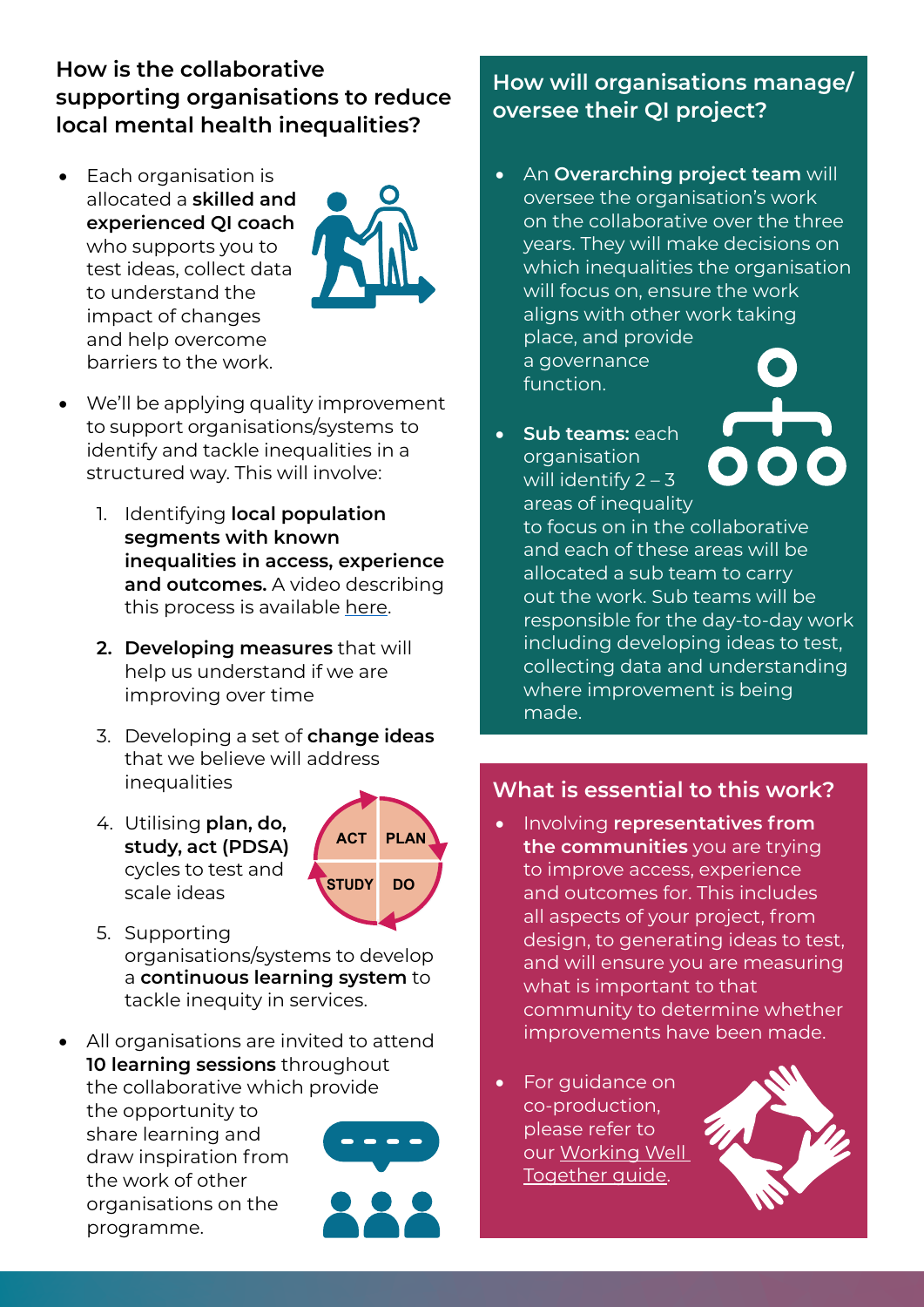## How is the collaborative supporting organisations to reduce local mental health inequalities?

- Each organisation is allocated a **skilled and experienced QI coach** who supports you to test ideas, collect data to understand the impact of changes and help overcome barriers to the work.
- We'll be applying quality improvement to support organisations/systems to identify and tackle inequalities in a structured way. This will involve:
  1. Identifying **local population segments with known inequalities in access, experience and outcomes.** A video describing this process is available here.
  2. **Developing measures** that will help us understand if we are improving over time
  3. Developing a set of **change ideas** that we believe will address inequalities
  4. Utilising **plan, do, study, act (PDSA)** cycles to test and scale ideas
  5. Supporting organisations/systems to develop a **continuous learning system** to tackle inequity in services.
- All organisations are invited to attend **10 learning sessions** throughout the collaborative which provide the opportunity to share learning and draw inspiration from the work of other organisations on the programme.

## How will organisations manage/ oversee their QI project?

- An **Overarching project team** will oversee the organisation's work on the collaborative over the three years. They will make decisions on which inequalities the organisation will focus on, ensure the work aligns with other work taking place, and provide a governance function.
- **Sub teams:** each organisation will identify 2 – 3 areas of inequality to focus on in the collaborative and each of these areas will be allocated a sub team to carry out the work. Sub teams will be responsible for the day-to-day work including developing ideas to test, collecting data and understanding where improvement is being made.

## What is essential to this work?

- Involving **representatives from the communities** you are trying to improve access, experience and outcomes for. This includes all aspects of your project, from design, to generating ideas to test, and will ensure you are measuring what is important to that community to determine whether improvements have been made.
- For guidance on co-production, please refer to our Working Well Together guide.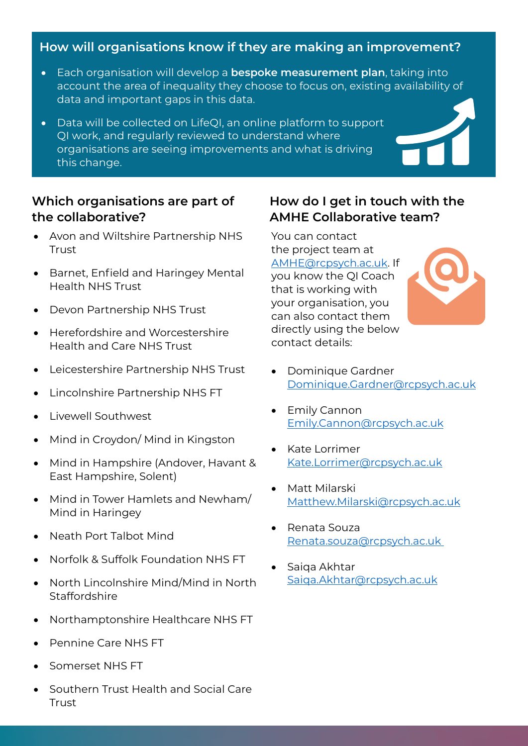## How will organisations know if they are making an improvement?

- Each organisation will develop a **bespoke measurement plan**, taking into account the area of inequality they choose to focus on, existing availability of data and important gaps in this data.
- Data will be collected on LifeQI, an online platform to support QI work, and regularly reviewed to understand where organisations are seeing improvements and what is driving this change.

## Which organisations are part of the collaborative?

- Avon and Wiltshire Partnership NHS Trust
- Barnet, Enfield and Haringey Mental Health NHS Trust
- Devon Partnership NHS Trust
- Herefordshire and Worcestershire Health and Care NHS Trust
- Leicestershire Partnership NHS Trust
- Lincolnshire Partnership NHS FT
- Livewell Southwest
- Mind in Croydon/ Mind in Kingston
- Mind in Hampshire (Andover, Havant & East Hampshire, Solent)
- Mind in Tower Hamlets and Newham/ Mind in Haringey
- Neath Port Talbot Mind
- Norfolk & Suffolk Foundation NHS FT
- North Lincolnshire Mind/Mind in North Staffordshire
- Northamptonshire Healthcare NHS FT
- Pennine Care NHS FT
- Somerset NHS FT
- Southern Trust Health and Social Care Trust

## How do I get in touch with the AMHE Collaborative team?

You can contact the project team at AMHE@rcpsych.ac.uk. If you know the QI Coach that is working with your organisation, you can also contact them directly using the below contact details:

- Dominique Gardner
  Dominique.Gardner@rcpsych.ac.uk
- Emily Cannon
  Emily.Cannon@rcpsych.ac.uk
- Kate Lorrimer
  Kate.Lorrimer@rcpsych.ac.uk
- Matt Milarski
  Matthew.Milarski@rcpsych.ac.uk
- Renata Souza
  Renata.souza@rcpsych.ac.uk
- Saiqa Akhtar
  Saiqa.Akhtar@rcpsych.ac.uk